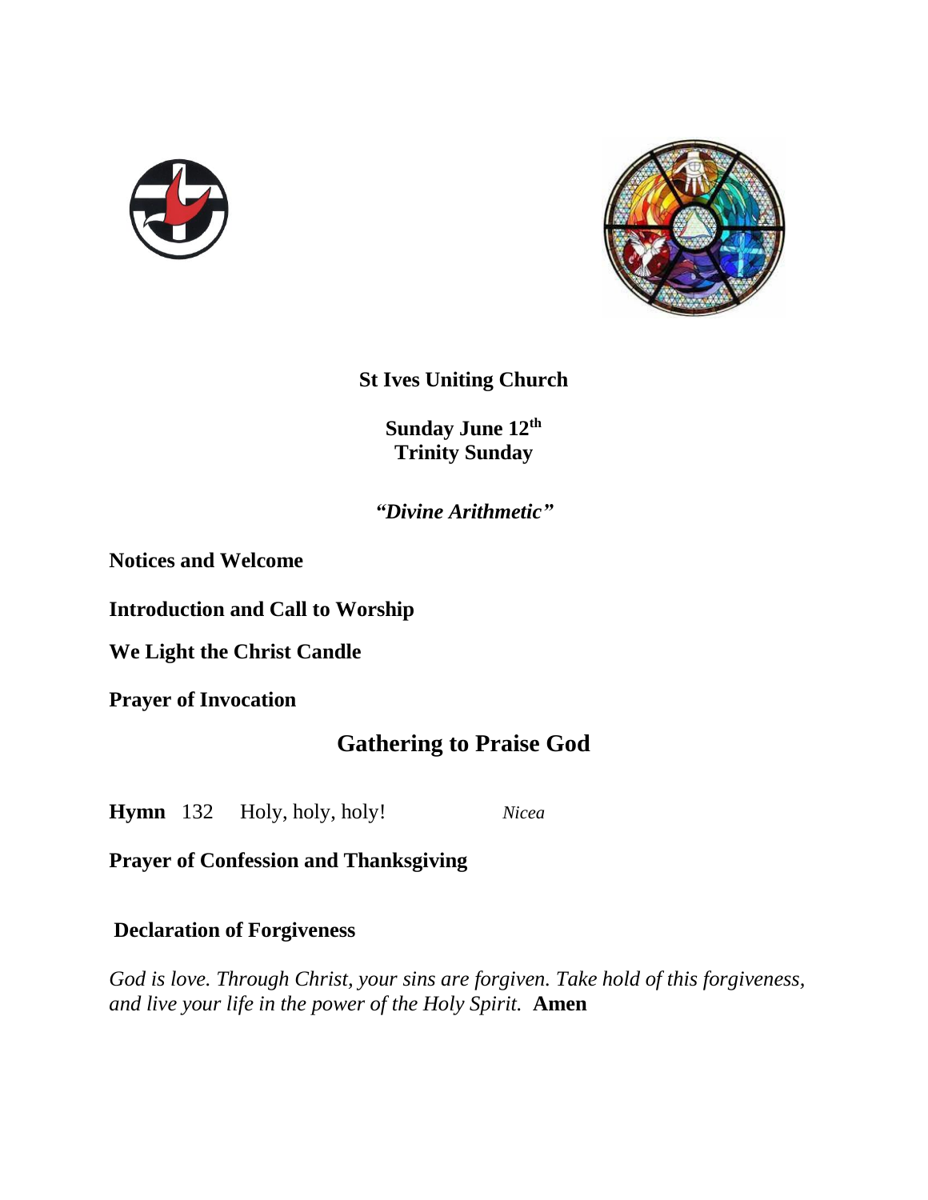**St Ives Uniting Church**

**Sunday June 12th**
**Trinity Sunday**

***"Divine Arithmetic"***

**Notices and Welcome**

**Introduction and Call to Worship**

**We Light the Christ Candle**

**Prayer of Invocation**

## Gathering to Praise God

**Hymn** 132 Holy, holy, holy! *Nicea*

**Prayer of Confession and Thanksgiving**

**Declaration of Forgiveness**

*God is love. Through Christ, your sins are forgiven. Take hold of this forgiveness, and live your life in the power of the Holy Spirit.* **Amen**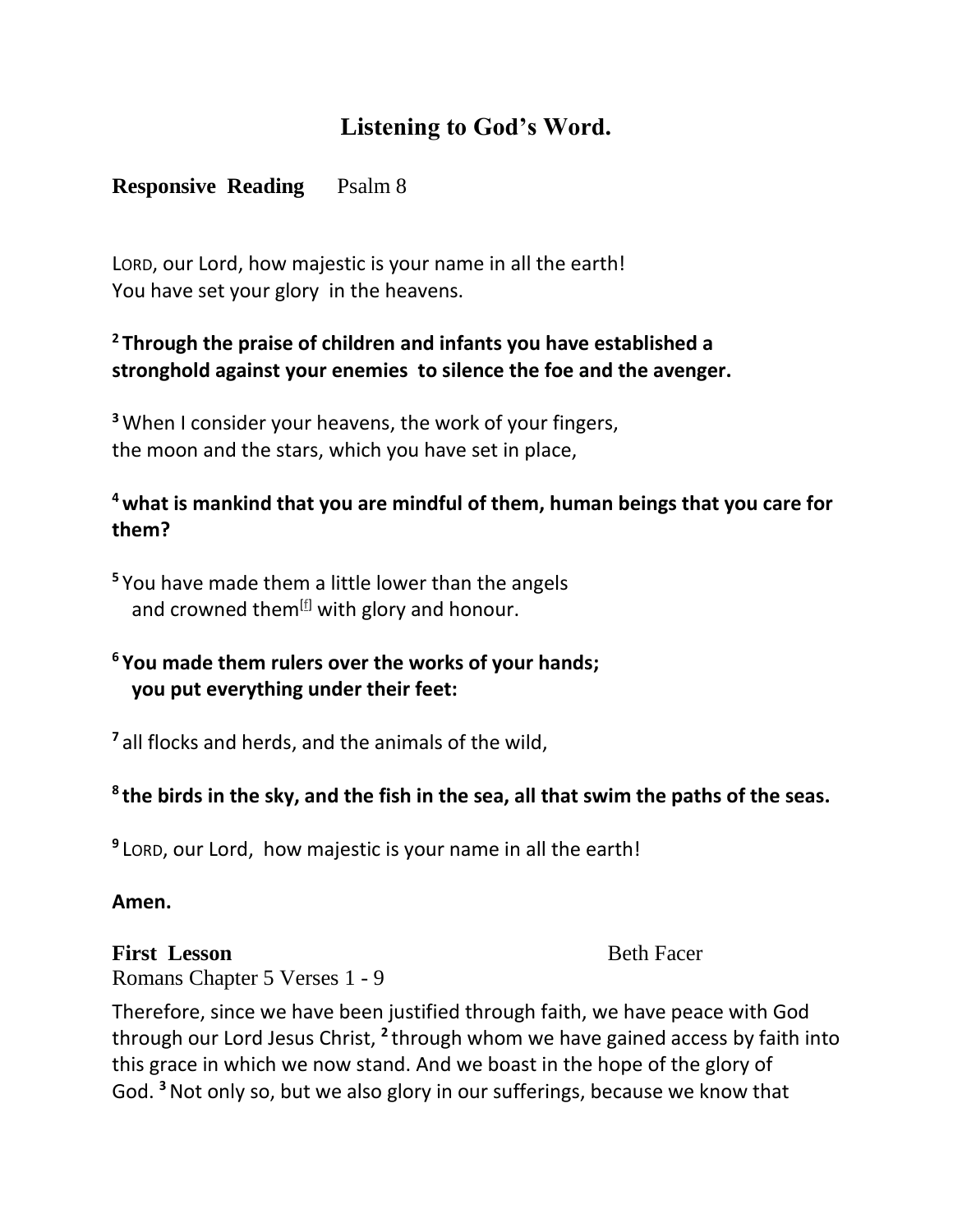# Listening to God's Word.

**Responsive Reading** Psalm 8

LORD, our Lord, how majestic is your name in all the earth!
You have set your glory in the heavens.

**[2] Through the praise of children and infants you have established a stronghold against your enemies to silence the foe and the avenger.**

[3] When I consider your heavens, the work of your fingers,
the moon and the stars, which you have set in place,

**[4] what is mankind that you are mindful of them, human beings that you care for them?**

[5] You have made them a little lower than the angels
and crowned them[f] with glory and honour.

**[6] You made them rulers over the works of your hands;
you put everything under their feet:**

[7] all flocks and herds, and the animals of the wild,

**[8] the birds in the sky, and the fish in the sea, all that swim the paths of the seas.**

[9] LORD, our Lord, how majestic is your name in all the earth!

**Amen.**

**First Lesson** Beth Facer

Romans Chapter 5 Verses 1 - 9

Therefore, since we have been justified through faith, we have peace with God through our Lord Jesus Christ, [2] through whom we have gained access by faith into this grace in which we now stand. And we boast in the hope of the glory of God. [3] Not only so, but we also glory in our sufferings, because we know that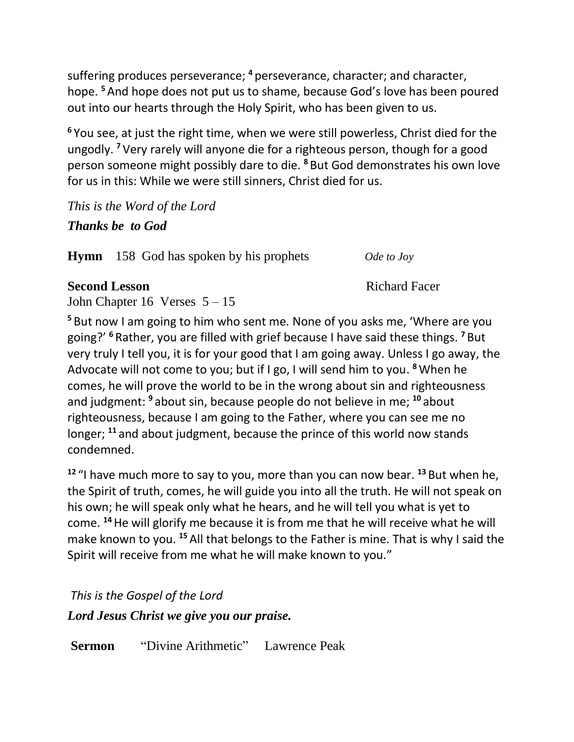suffering produces perseverance; [4] perseverance, character; and character, hope. [5] And hope does not put us to shame, because God's love has been poured out into our hearts through the Holy Spirit, who has been given to us.

[6] You see, at just the right time, when we were still powerless, Christ died for the ungodly. [7] Very rarely will anyone die for a righteous person, though for a good person someone might possibly dare to die. [8] But God demonstrates his own love for us in this: While we were still sinners, Christ died for us.

*This is the Word of the Lord*

***Thanks be to God***

**Hymn** 158 God has spoken by his prophets *Ode to Joy*

**Second Lesson** Richard Facer

John Chapter 16 Verses 5 – 15

[5] But now I am going to him who sent me. None of you asks me, 'Where are you going?' [6] Rather, you are filled with grief because I have said these things. [7] But very truly I tell you, it is for your good that I am going away. Unless I go away, the Advocate will not come to you; but if I go, I will send him to you. [8] When he comes, he will prove the world to be in the wrong about sin and righteousness and judgment: [9] about sin, because people do not believe in me; [10] about righteousness, because I am going to the Father, where you can see me no longer; [11] and about judgment, because the prince of this world now stands condemned.

[12] "I have much more to say to you, more than you can now bear. [13] But when he, the Spirit of truth, comes, he will guide you into all the truth. He will not speak on his own; he will speak only what he hears, and he will tell you what is yet to come. [14] He will glorify me because it is from me that he will receive what he will make known to you. [15] All that belongs to the Father is mine. That is why I said the Spirit will receive from me what he will make known to you."

*This is the Gospel of the Lord*

***Lord Jesus Christ we give you our praise.***

**Sermon** "Divine Arithmetic" Lawrence Peak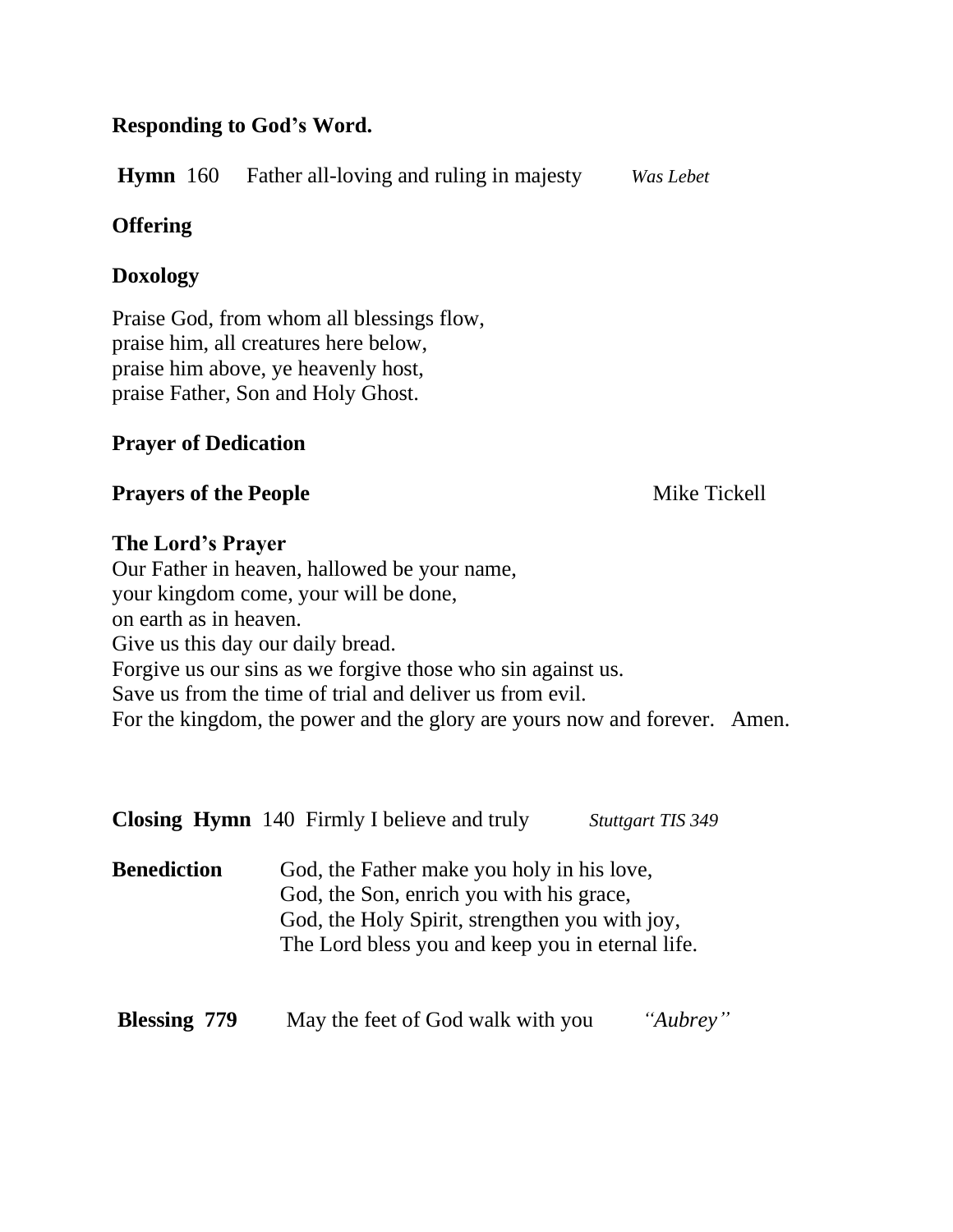**Responding to God's Word.**

**Hymn** 160 Father all-loving and ruling in majesty *Was Lebet*

**Offering**

**Doxology**

Praise God, from whom all blessings flow,
praise him, all creatures here below,
praise him above, ye heavenly host,
praise Father, Son and Holy Ghost.

**Prayer of Dedication**

**Prayers of the People** Mike Tickell

**The Lord's Prayer**
Our Father in heaven, hallowed be your name,
your kingdom come, your will be done,
on earth as in heaven.
Give us this day our daily bread.
Forgive us our sins as we forgive those who sin against us.
Save us from the time of trial and deliver us from evil.
For the kingdom, the power and the glory are yours now and forever. Amen.

**Closing Hymn** 140 Firmly I believe and truly *Stuttgart TIS 349*

**Benediction** God, the Father make you holy in his love,
God, the Son, enrich you with his grace,
God, the Holy Spirit, strengthen you with joy,
The Lord bless you and keep you in eternal life.

**Blessing 779** May the feet of God walk with you *"Aubrey"*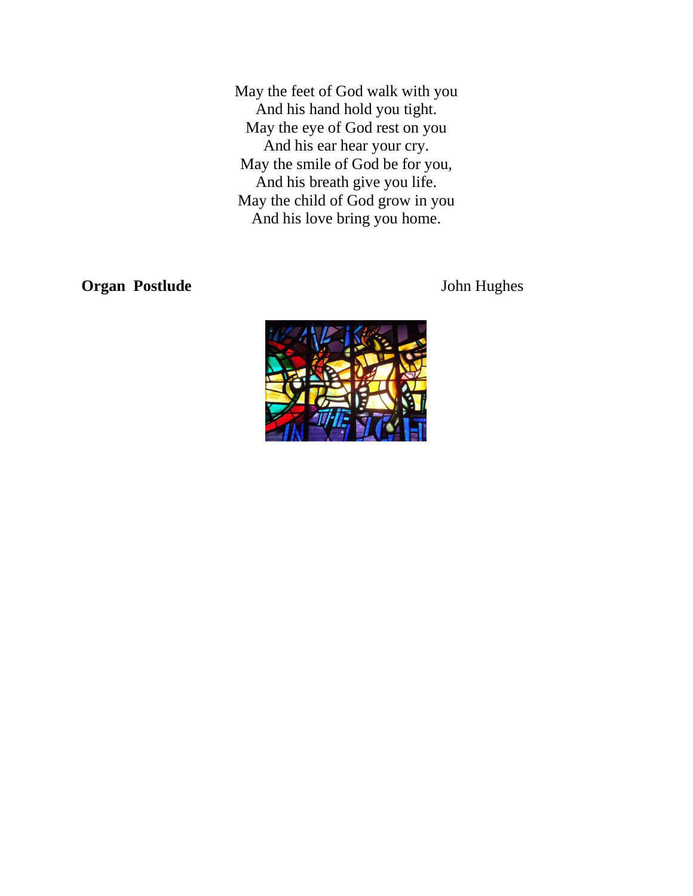May the feet of God walk with you
And his hand hold you tight.
May the eye of God rest on you
And his ear hear your cry.
May the smile of God be for you,
And his breath give you life.
May the child of God grow in you
And his love bring you home.

**Organ Postlude** John Hughes